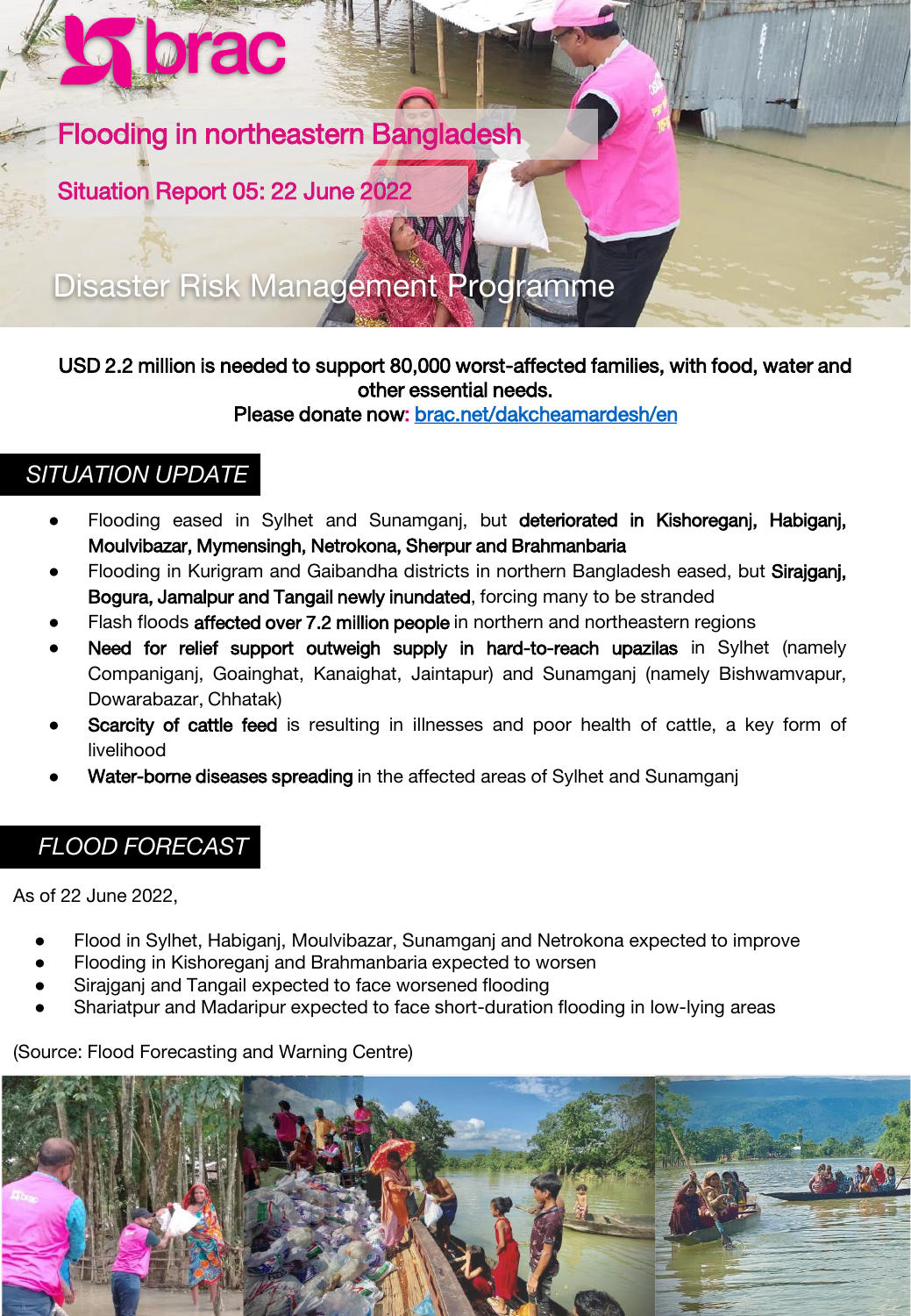brac

# Flooding in northeastern Bangladesh

## Situation Report 05: 22 June 2022

Disaster Risk Management Programme

**USD 2.2 million is needed to support 80,000 worst-affected families, with food, water and other essential needs.**
**Please donate now: [brac.net/dakcheamardesh/en](brac.net/dakcheamardesh/en)**

## *SITUATION UPDATE*

- Flooding eased in Sylhet and Sunamganj, but **deteriorated in Kishoreganj, Habiganj, Moulvibazar, Mymensingh, Netrokona, Sherpur and Brahmanbaria**
- Flooding in Kurigram and Gaibandha districts in northern Bangladesh eased, but **Sirajganj, Bogura, Jamalpur and Tangail newly inundated**, forcing many to be stranded
- Flash floods **affected over 7.2 million people** in northern and northeastern regions
- **Need for relief support outweigh supply in hard-to-reach upazilas** in Sylhet (namely Companiganj, Goainghat, Kanaighat, Jaintapur) and Sunamganj (namely Bishwamvapur, Dowarabazar, Chhatak)
- **Scarcity of cattle feed** is resulting in illnesses and poor health of cattle, a key form of livelihood
- **Water-borne diseases spreading** in the affected areas of Sylhet and Sunamganj

## *FLOOD FORECAST*

As of 22 June 2022,

- Flood in Sylhet, Habiganj, Moulvibazar, Sunamganj and Netrokona expected to improve
- Flooding in Kishoreganj and Brahmanbaria expected to worsen
- Sirajganj and Tangail expected to face worsened flooding
- Shariatpur and Madaripur expected to face short-duration flooding in low-lying areas

(Source: Flood Forecasting and Warning Centre)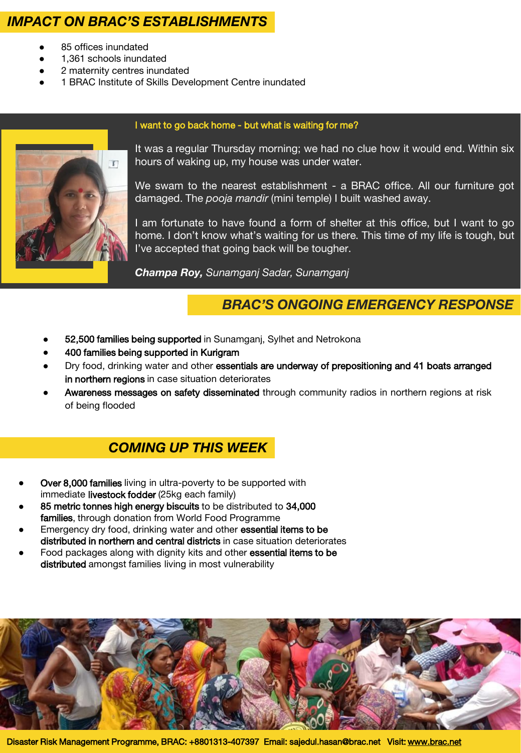## IMPACT ON BRAC'S ESTABLISHMENTS

- 85 offices inundated
- 1,361 schools inundated
- 2 maternity centres inundated
- 1 BRAC Institute of Skills Development Centre inundated

### I want to go back home - but what is waiting for me?

It was a regular Thursday morning; we had no clue how it would end. Within six hours of waking up, my house was under water.

We swam to the nearest establishment - a BRAC office. All our furniture got damaged. The *pooja mandir* (mini temple) I built washed away.

I am fortunate to have found a form of shelter at this office, but I want to go home. I don't know what's waiting for us there. This time of my life is tough, but I've accepted that going back will be tougher.

***Champa Roy,*** *Sunamganj Sadar, Sunamganj*

## BRAC'S ONGOING EMERGENCY RESPONSE

- **52,500 families being supported** in Sunamganj, Sylhet and Netrokona
- **400 families being supported in Kurigram**
- Dry food, drinking water and other **essentials are underway of prepositioning and 41 boats arranged in northern regions** in case situation deteriorates
- **Awareness messages on safety disseminated** through community radios in northern regions at risk of being flooded

## COMING UP THIS WEEK

- **Over 8,000 families** living in ultra-poverty to be supported with immediate **livestock fodder** (25kg each family)
- **85 metric tonnes high energy biscuits** to be distributed to **34,000 families**, through donation from World Food Programme
- Emergency dry food, drinking water and other **essential items to be distributed in northern and central districts** in case situation deteriorates
- Food packages along with dignity kits and other **essential items to be distributed** amongst families living in most vulnerability

Disaster Risk Management Programme, BRAC: +8801313-407397 Email: sajedul.hasan@brac.net Visit: www.brac.net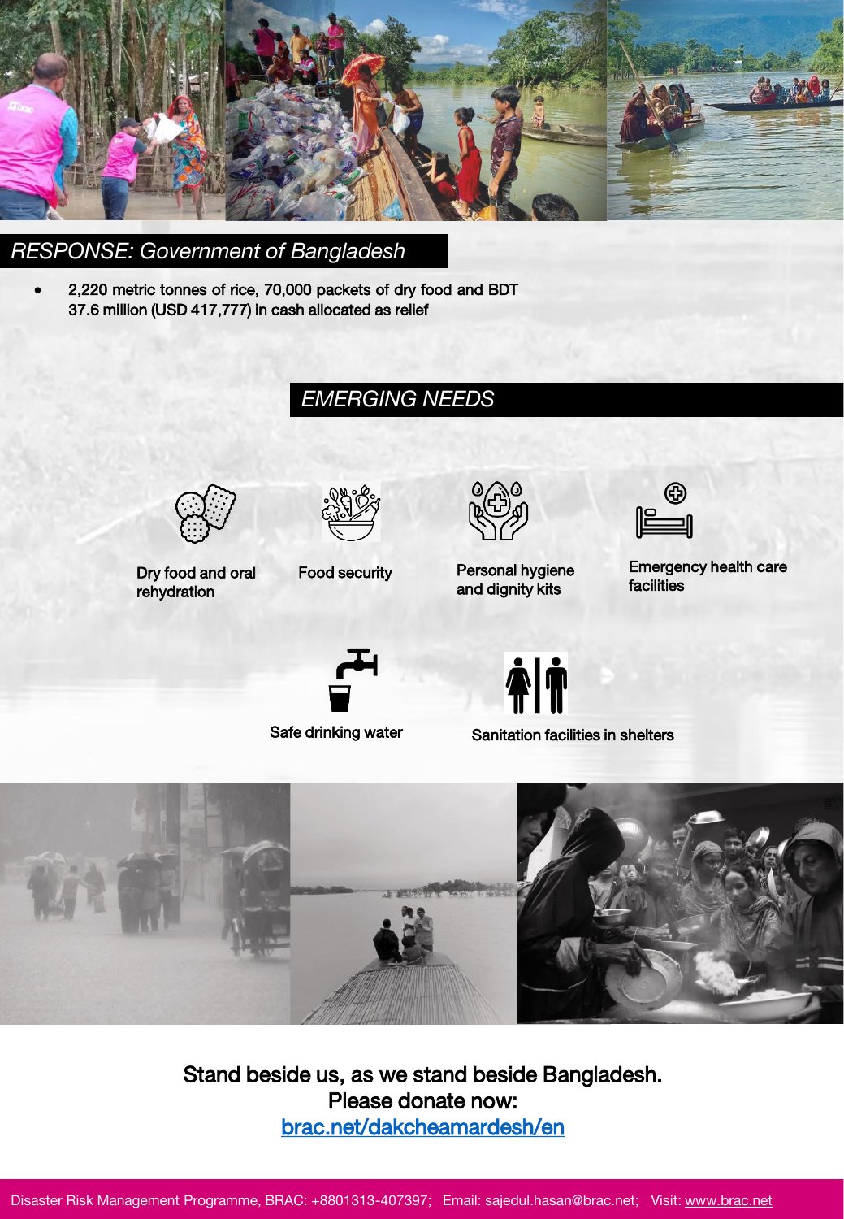## *RESPONSE: Government of Bangladesh*

- 2,220 metric tonnes of rice, 70,000 packets of dry food and BDT 37.6 million (USD 417,777) in cash allocated as relief

## *EMERGING NEEDS*

- Dry food and oral rehydration
- Food security
- Personal hygiene and dignity kits
- Emergency health care facilities
- Safe drinking water
- Sanitation facilities in shelters

Stand beside us, as we stand beside Bangladesh.
Please donate now:
[brac.net/dakcheamardesh/en](brac.net/dakcheamardesh/en)

Disaster Risk Management Programme, BRAC: +8801313-407397; Email: sajedul.hasan@brac.net; Visit: [www.brac.net](www.brac.net)